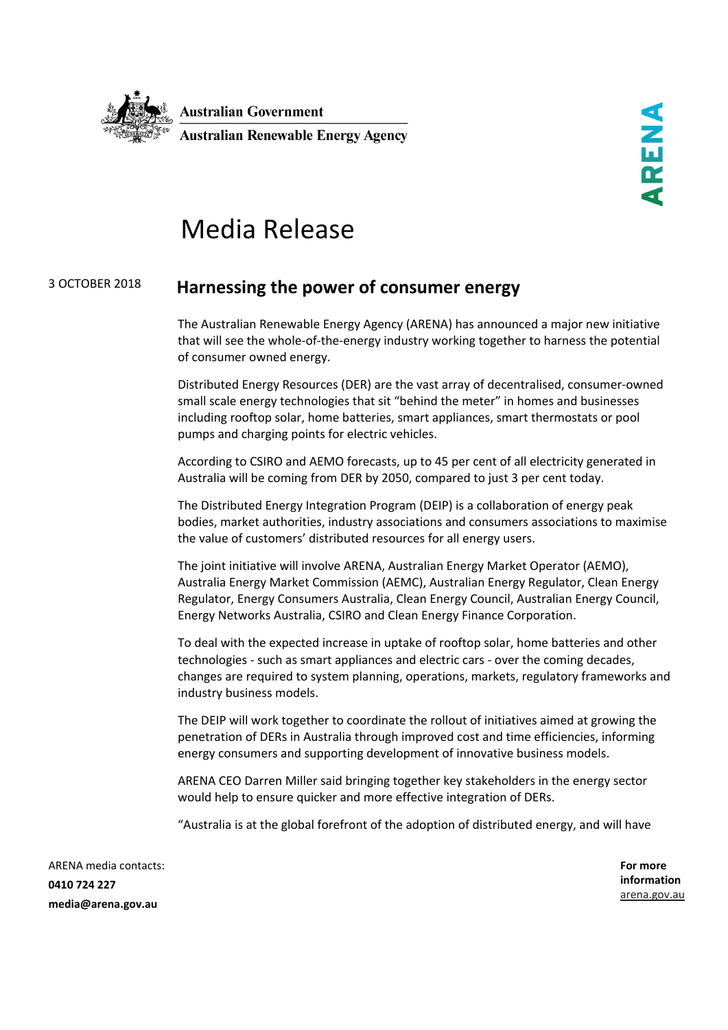Australian Government
Australian Renewable Energy Agency

ARENA

# Media Release

3 OCTOBER 2018

## Harnessing the power of consumer energy

The Australian Renewable Energy Agency (ARENA) has announced a major new initiative that will see the whole-of-the-energy industry working together to harness the potential of consumer owned energy.

Distributed Energy Resources (DER) are the vast array of decentralised, consumer-owned small scale energy technologies that sit "behind the meter" in homes and businesses including rooftop solar, home batteries, smart appliances, smart thermostats or pool pumps and charging points for electric vehicles.

According to CSIRO and AEMO forecasts, up to 45 per cent of all electricity generated in Australia will be coming from DER by 2050, compared to just 3 per cent today.

The Distributed Energy Integration Program (DEIP) is a collaboration of energy peak bodies, market authorities, industry associations and consumers associations to maximise the value of customers' distributed resources for all energy users.

The joint initiative will involve ARENA, Australian Energy Market Operator (AEMO), Australia Energy Market Commission (AEMC), Australian Energy Regulator, Clean Energy Regulator, Energy Consumers Australia, Clean Energy Council, Australian Energy Council, Energy Networks Australia, CSIRO and Clean Energy Finance Corporation.

To deal with the expected increase in uptake of rooftop solar, home batteries and other technologies - such as smart appliances and electric cars - over the coming decades, changes are required to system planning, operations, markets, regulatory frameworks and industry business models.

The DEIP will work together to coordinate the rollout of initiatives aimed at growing the penetration of DERs in Australia through improved cost and time efficiencies, informing energy consumers and supporting development of innovative business models.

ARENA CEO Darren Miller said bringing together key stakeholders in the energy sector would help to ensure quicker and more effective integration of DERs.

"Australia is at the global forefront of the adoption of distributed energy, and will have

ARENA media contacts:
**0410 724 227**
**media@arena.gov.au**

**For more information**
arena.gov.au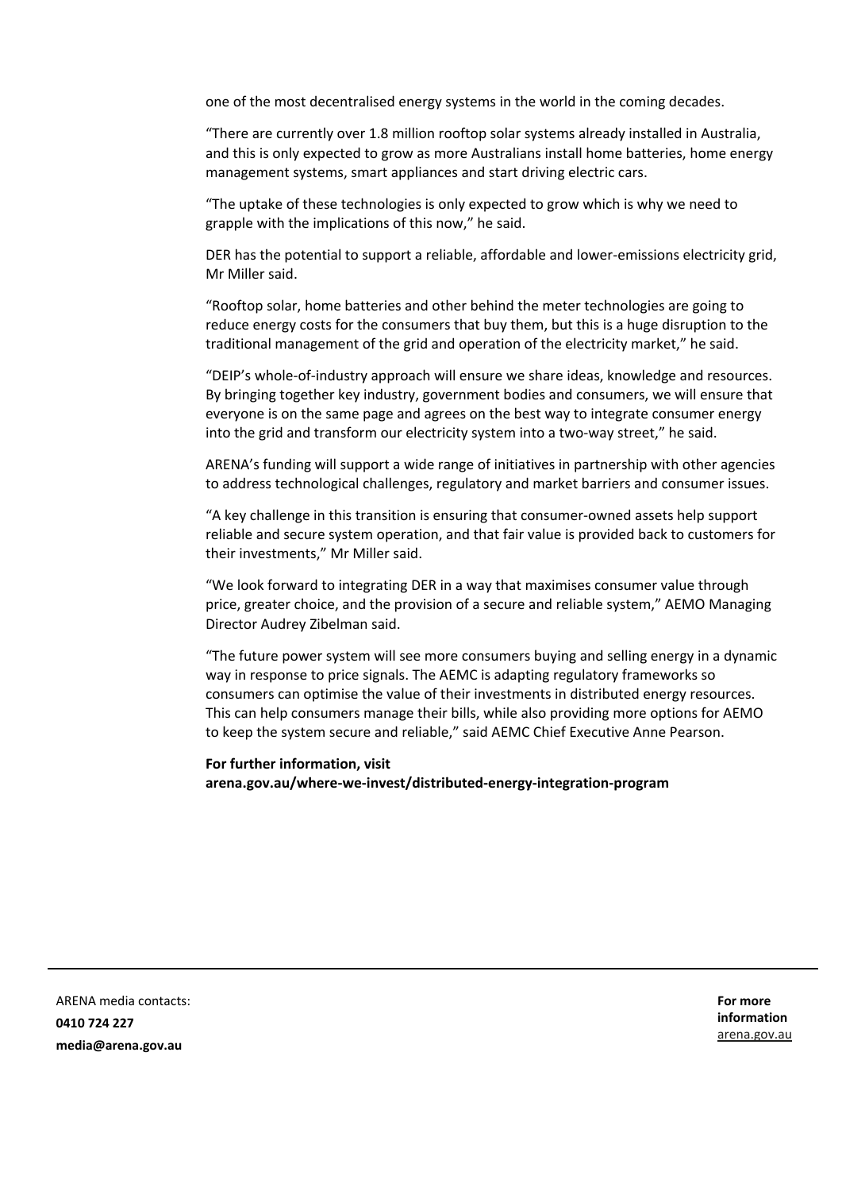one of the most decentralised energy systems in the world in the coming decades.

"There are currently over 1.8 million rooftop solar systems already installed in Australia, and this is only expected to grow as more Australians install home batteries, home energy management systems, smart appliances and start driving electric cars.

"The uptake of these technologies is only expected to grow which is why we need to grapple with the implications of this now," he said.

DER has the potential to support a reliable, affordable and lower-emissions electricity grid, Mr Miller said.

"Rooftop solar, home batteries and other behind the meter technologies are going to reduce energy costs for the consumers that buy them, but this is a huge disruption to the traditional management of the grid and operation of the electricity market," he said.

"DEIP's whole-of-industry approach will ensure we share ideas, knowledge and resources. By bringing together key industry, government bodies and consumers, we will ensure that everyone is on the same page and agrees on the best way to integrate consumer energy into the grid and transform our electricity system into a two-way street," he said.

ARENA's funding will support a wide range of initiatives in partnership with other agencies to address technological challenges, regulatory and market barriers and consumer issues.

"A key challenge in this transition is ensuring that consumer-owned assets help support reliable and secure system operation, and that fair value is provided back to customers for their investments," Mr Miller said.

"We look forward to integrating DER in a way that maximises consumer value through price, greater choice, and the provision of a secure and reliable system," AEMO Managing Director Audrey Zibelman said.

"The future power system will see more consumers buying and selling energy in a dynamic way in response to price signals. The AEMC is adapting regulatory frameworks so consumers can optimise the value of their investments in distributed energy resources. This can help consumers manage their bills, while also providing more options for AEMO to keep the system secure and reliable," said AEMC Chief Executive Anne Pearson.

**For further information, visit arena.gov.au/where-we-invest/distributed-energy-integration-program**

ARENA media contacts:
**0410 724 227**
**media@arena.gov.au**

**For more information**
arena.gov.au